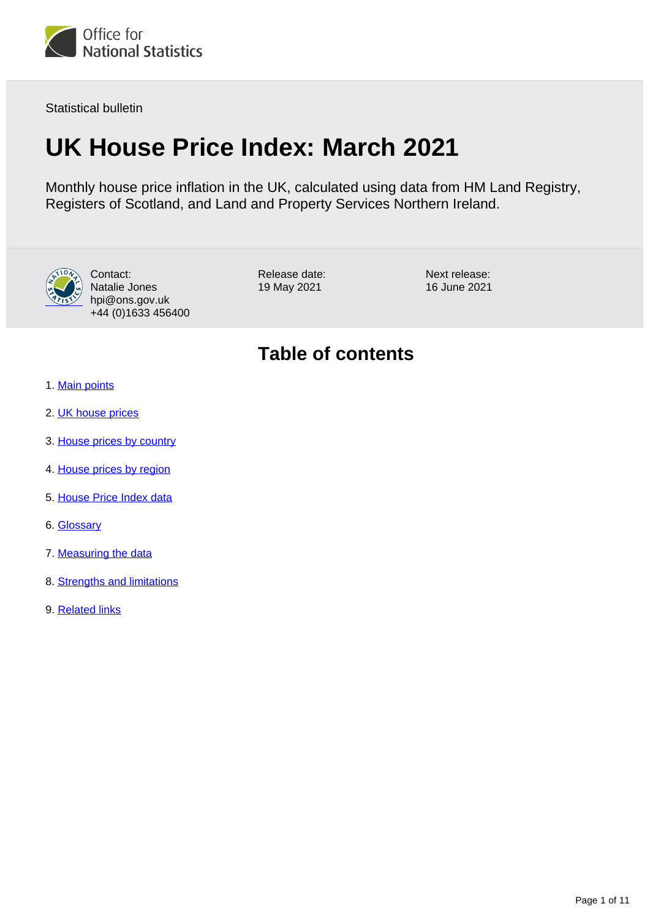Office for National Statistics

Statistical bulletin

# UK House Price Index: March 2021

Monthly house price inflation in the UK, calculated using data from HM Land Registry, Registers of Scotland, and Land and Property Services Northern Ireland.

Contact:
Natalie Jones
hpi@ons.gov.uk
+44 (0)1633 456400

Release date:
19 May 2021

Next release:
16 June 2021

## Table of contents

1. Main points
2. UK house prices
3. House prices by country
4. House prices by region
5. House Price Index data
6. Glossary
7. Measuring the data
8. Strengths and limitations
9. Related links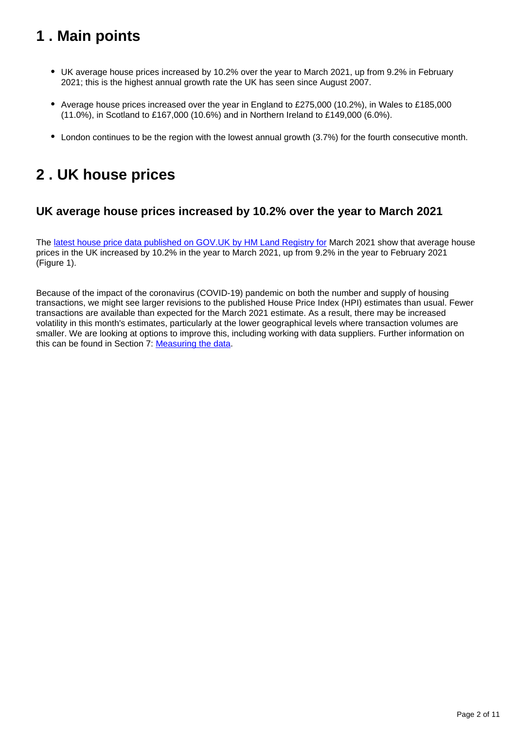## 1 . Main points

- UK average house prices increased by 10.2% over the year to March 2021, up from 9.2% in February 2021; this is the highest annual growth rate the UK has seen since August 2007.
- Average house prices increased over the year in England to £275,000 (10.2%), in Wales to £185,000 (11.0%), in Scotland to £167,000 (10.6%) and in Northern Ireland to £149,000 (6.0%).
- London continues to be the region with the lowest annual growth (3.7%) for the fourth consecutive month.

## 2 . UK house prices

### UK average house prices increased by 10.2% over the year to March 2021

The [latest house price data published on GOV.UK by HM Land Registry for](#) March 2021 show that average house prices in the UK increased by 10.2% in the year to March 2021, up from 9.2% in the year to February 2021 (Figure 1).

Because of the impact of the coronavirus (COVID-19) pandemic on both the number and supply of housing transactions, we might see larger revisions to the published House Price Index (HPI) estimates than usual. Fewer transactions are available than expected for the March 2021 estimate. As a result, there may be increased volatility in this month's estimates, particularly at the lower geographical levels where transaction volumes are smaller. We are looking at options to improve this, including working with data suppliers. Further information on this can be found in Section 7: [Measuring the data](#).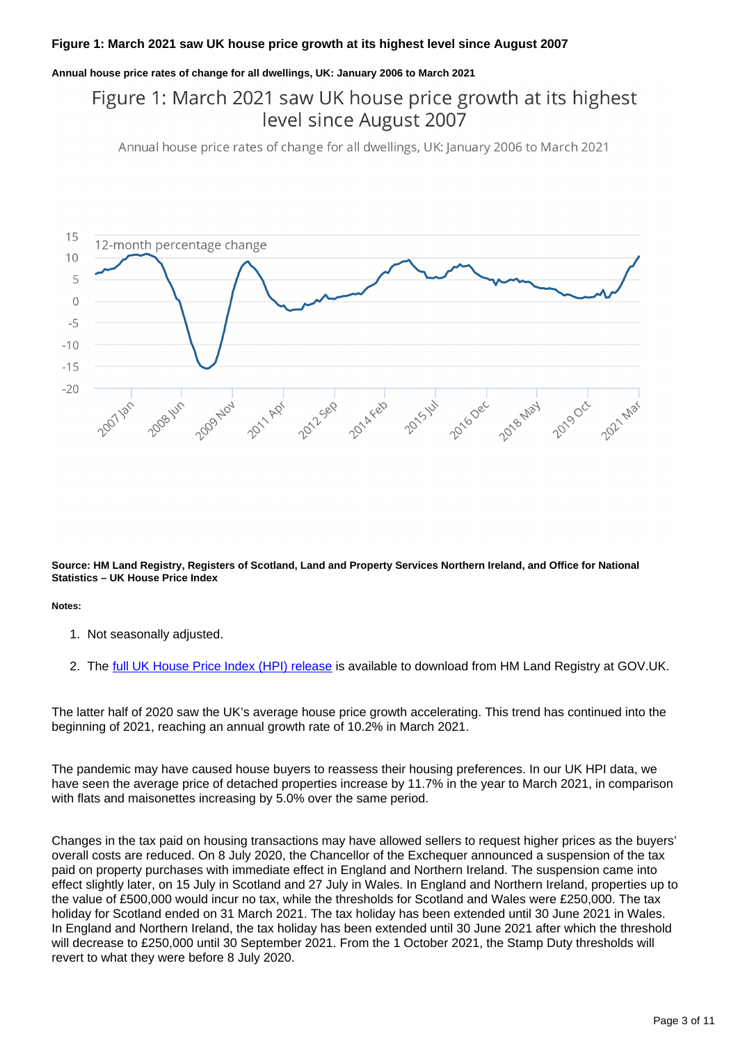**Figure 1: March 2021 saw UK house price growth at its highest level since August 2007**

**Annual house price rates of change for all dwellings, UK: January 2006 to March 2021**

**Source: HM Land Registry, Registers of Scotland, Land and Property Services Northern Ireland, and Office for National Statistics – UK House Price Index**

**Notes:**

1. Not seasonally adjusted.
2. The full UK House Price Index (HPI) release is available to download from HM Land Registry at GOV.UK.

The latter half of 2020 saw the UK's average house price growth accelerating. This trend has continued into the beginning of 2021, reaching an annual growth rate of 10.2% in March 2021.

The pandemic may have caused house buyers to reassess their housing preferences. In our UK HPI data, we have seen the average price of detached properties increase by 11.7% in the year to March 2021, in comparison with flats and maisonettes increasing by 5.0% over the same period.

Changes in the tax paid on housing transactions may have allowed sellers to request higher prices as the buyers' overall costs are reduced. On 8 July 2020, the Chancellor of the Exchequer announced a suspension of the tax paid on property purchases with immediate effect in England and Northern Ireland. The suspension came into effect slightly later, on 15 July in Scotland and 27 July in Wales. In England and Northern Ireland, properties up to the value of £500,000 would incur no tax, while the thresholds for Scotland and Wales were £250,000. The tax holiday for Scotland ended on 31 March 2021. The tax holiday has been extended until 30 June 2021 in Wales. In England and Northern Ireland, the tax holiday has been extended until 30 June 2021 after which the threshold will decrease to £250,000 until 30 September 2021. From the 1 October 2021, the Stamp Duty thresholds will revert to what they were before 8 July 2020.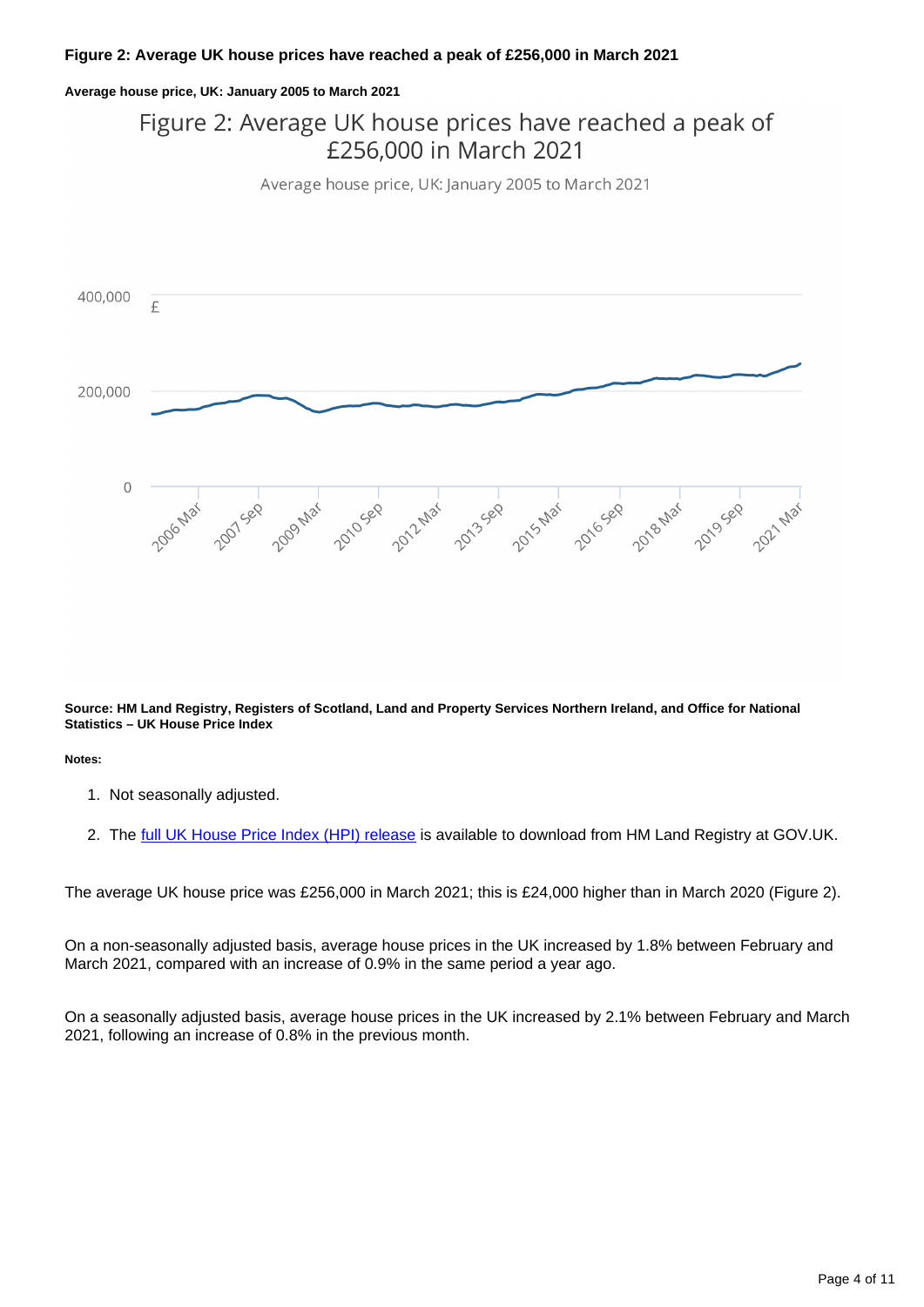**Figure 2: Average UK house prices have reached a peak of £256,000 in March 2021**

**Average house price, UK: January 2005 to March 2021**

**Source: HM Land Registry, Registers of Scotland, Land and Property Services Northern Ireland, and Office for National Statistics – UK House Price Index**

**Notes:**

1. Not seasonally adjusted.

2. The full UK House Price Index (HPI) release is available to download from HM Land Registry at GOV.UK.

The average UK house price was £256,000 in March 2021; this is £24,000 higher than in March 2020 (Figure 2).

On a non-seasonally adjusted basis, average house prices in the UK increased by 1.8% between February and March 2021, compared with an increase of 0.9% in the same period a year ago.

On a seasonally adjusted basis, average house prices in the UK increased by 2.1% between February and March 2021, following an increase of 0.8% in the previous month.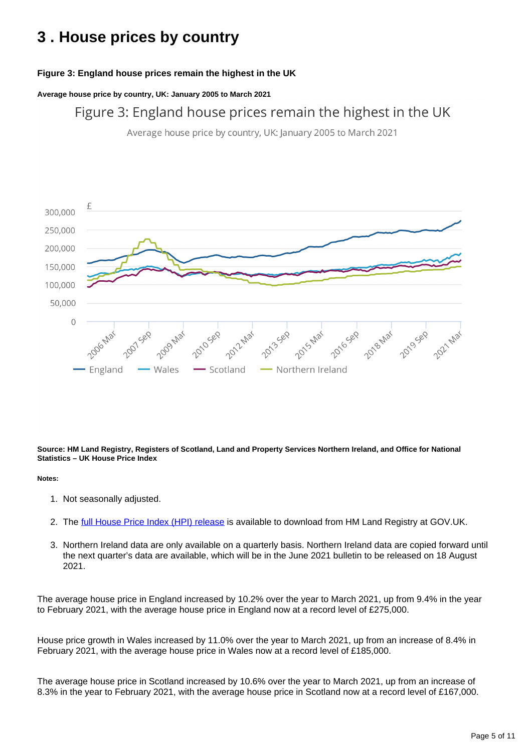## 3 . House prices by country

**Figure 3: England house prices remain the highest in the UK**

**Average house price by country, UK: January 2005 to March 2021**

**Source: HM Land Registry, Registers of Scotland, Land and Property Services Northern Ireland, and Office for National Statistics – UK House Price Index**

**Notes:**

1. Not seasonally adjusted.
2. The full House Price Index (HPI) release is available to download from HM Land Registry at GOV.UK.
3. Northern Ireland data are only available on a quarterly basis. Northern Ireland data are copied forward until the next quarter's data are available, which will be in the June 2021 bulletin to be released on 18 August 2021.

The average house price in England increased by 10.2% over the year to March 2021, up from 9.4% in the year to February 2021, with the average house price in England now at a record level of £275,000.

House price growth in Wales increased by 11.0% over the year to March 2021, up from an increase of 8.4% in February 2021, with the average house price in Wales now at a record level of £185,000.

The average house price in Scotland increased by 10.6% over the year to March 2021, up from an increase of 8.3% in the year to February 2021, with the average house price in Scotland now at a record level of £167,000.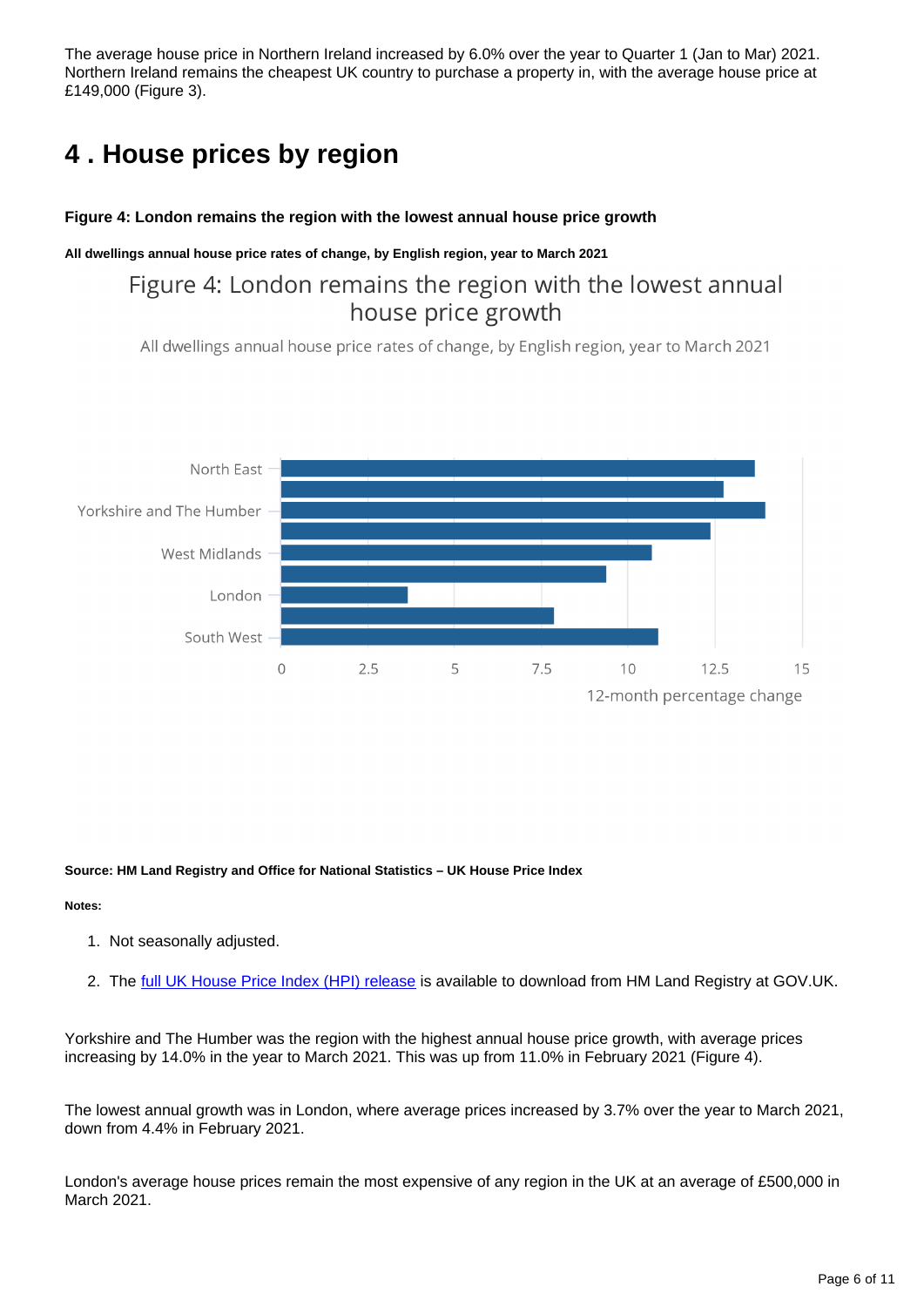The average house price in Northern Ireland increased by 6.0% over the year to Quarter 1 (Jan to Mar) 2021. Northern Ireland remains the cheapest UK country to purchase a property in, with the average house price at £149,000 (Figure 3).

## 4 . House prices by region

**Figure 4: London remains the region with the lowest annual house price growth**

**All dwellings annual house price rates of change, by English region, year to March 2021**

Figure 4: London remains the region with the lowest annual house price growth

All dwellings annual house price rates of change, by English region, year to March 2021

North East

Yorkshire and The Humber

West Midlands

London

South West

0 2.5 5 7.5 10 12.5 15

12-month percentage change

**Source: HM Land Registry and Office for National Statistics – UK House Price Index**

**Notes:**

1. Not seasonally adjusted.
2. The full UK House Price Index (HPI) release is available to download from HM Land Registry at GOV.UK.

Yorkshire and The Humber was the region with the highest annual house price growth, with average prices increasing by 14.0% in the year to March 2021. This was up from 11.0% in February 2021 (Figure 4).

The lowest annual growth was in London, where average prices increased by 3.7% over the year to March 2021, down from 4.4% in February 2021.

London's average house prices remain the most expensive of any region in the UK at an average of £500,000 in March 2021.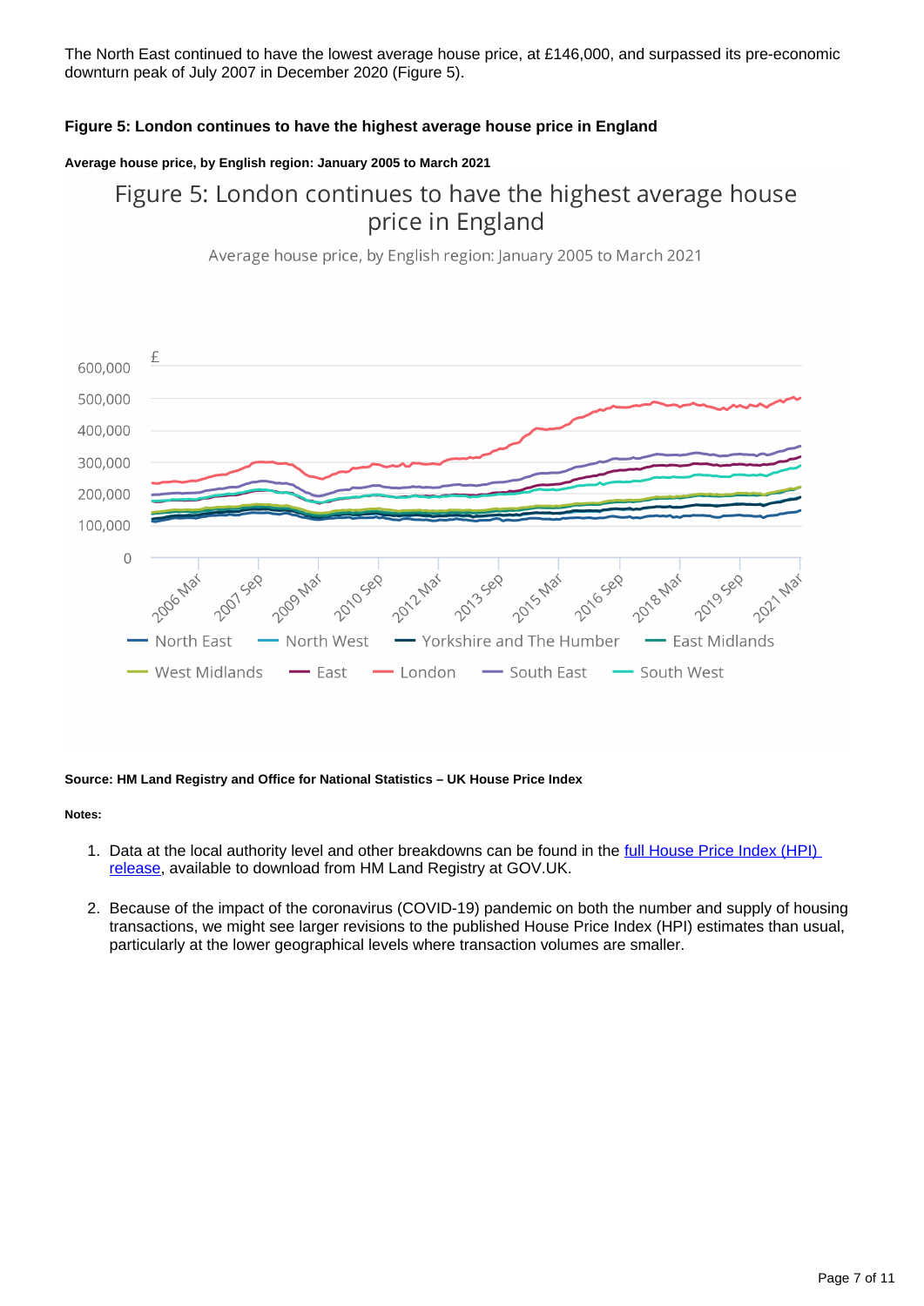The North East continued to have the lowest average house price, at £146,000, and surpassed its pre-economic downturn peak of July 2007 in December 2020 (Figure 5).

### Figure 5: London continues to have the highest average house price in England

#### Average house price, by English region: January 2005 to March 2021

Source: HM Land Registry and Office for National Statistics – UK House Price Index

Notes:

1. Data at the local authority level and other breakdowns can be found in the full House Price Index (HPI) release, available to download from HM Land Registry at GOV.UK.

2. Because of the impact of the coronavirus (COVID-19) pandemic on both the number and supply of housing transactions, we might see larger revisions to the published House Price Index (HPI) estimates than usual, particularly at the lower geographical levels where transaction volumes are smaller.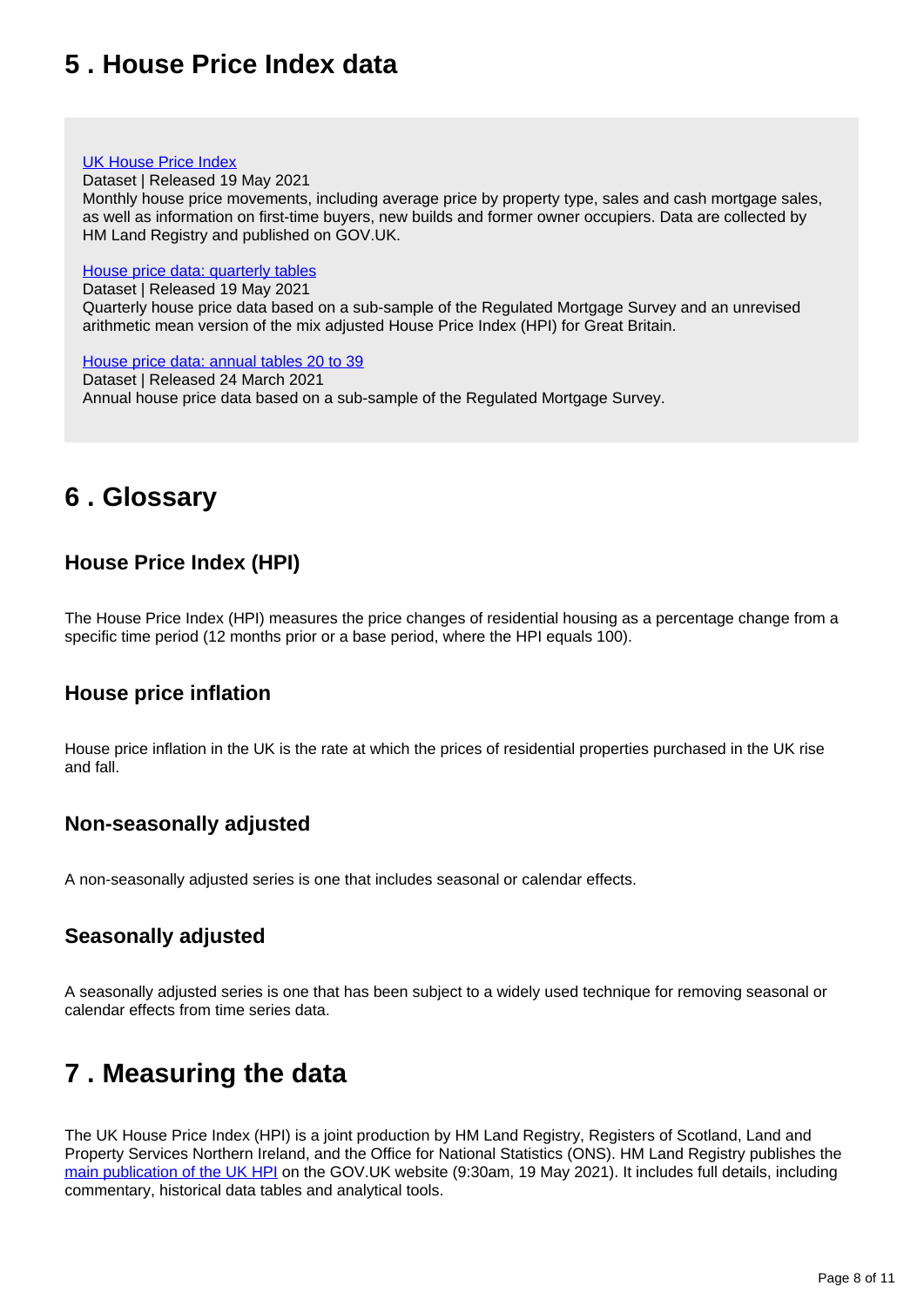## 5 . House Price Index data

[UK House Price Index](#)
Dataset | Released 19 May 2021
Monthly house price movements, including average price by property type, sales and cash mortgage sales, as well as information on first-time buyers, new builds and former owner occupiers. Data are collected by HM Land Registry and published on GOV.UK.

[House price data: quarterly tables](#)
Dataset | Released 19 May 2021
Quarterly house price data based on a sub-sample of the Regulated Mortgage Survey and an unrevised arithmetic mean version of the mix adjusted House Price Index (HPI) for Great Britain.

[House price data: annual tables 20 to 39](#)
Dataset | Released 24 March 2021
Annual house price data based on a sub-sample of the Regulated Mortgage Survey.

## 6 . Glossary

### House Price Index (HPI)

The House Price Index (HPI) measures the price changes of residential housing as a percentage change from a specific time period (12 months prior or a base period, where the HPI equals 100).

### House price inflation

House price inflation in the UK is the rate at which the prices of residential properties purchased in the UK rise and fall.

### Non-seasonally adjusted

A non-seasonally adjusted series is one that includes seasonal or calendar effects.

### Seasonally adjusted

A seasonally adjusted series is one that has been subject to a widely used technique for removing seasonal or calendar effects from time series data.

## 7 . Measuring the data

The UK House Price Index (HPI) is a joint production by HM Land Registry, Registers of Scotland, Land and Property Services Northern Ireland, and the Office for National Statistics (ONS). HM Land Registry publishes the [main publication of the UK HPI](#) on the GOV.UK website (9:30am, 19 May 2021). It includes full details, including commentary, historical data tables and analytical tools.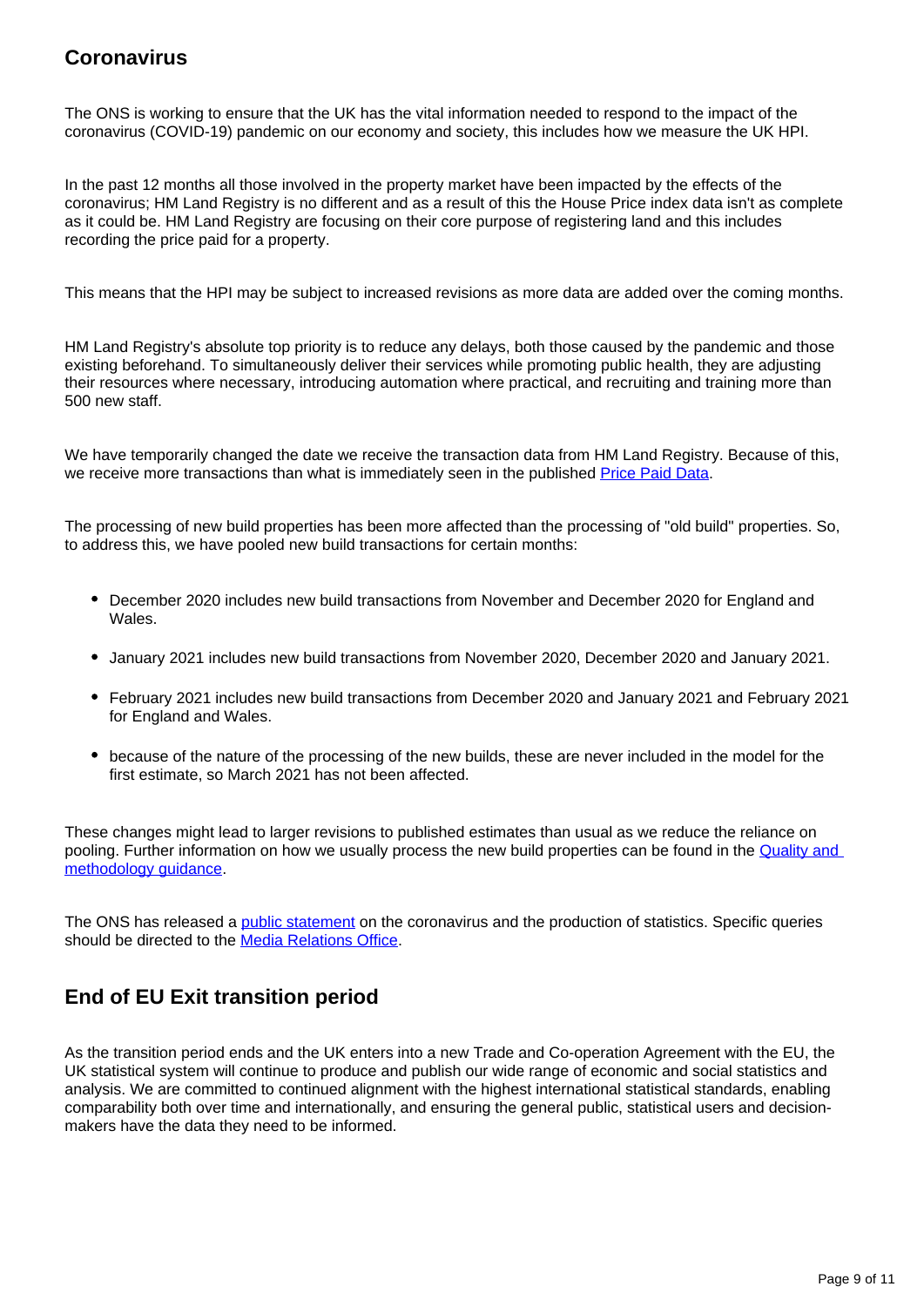## Coronavirus

The ONS is working to ensure that the UK has the vital information needed to respond to the impact of the coronavirus (COVID-19) pandemic on our economy and society, this includes how we measure the UK HPI.

In the past 12 months all those involved in the property market have been impacted by the effects of the coronavirus; HM Land Registry is no different and as a result of this the House Price index data isn't as complete as it could be. HM Land Registry are focusing on their core purpose of registering land and this includes recording the price paid for a property.

This means that the HPI may be subject to increased revisions as more data are added over the coming months.

HM Land Registry's absolute top priority is to reduce any delays, both those caused by the pandemic and those existing beforehand. To simultaneously deliver their services while promoting public health, they are adjusting their resources where necessary, introducing automation where practical, and recruiting and training more than 500 new staff.

We have temporarily changed the date we receive the transaction data from HM Land Registry. Because of this, we receive more transactions than what is immediately seen in the published [Price Paid Data](#).

The processing of new build properties has been more affected than the processing of "old build" properties. So, to address this, we have pooled new build transactions for certain months:

- December 2020 includes new build transactions from November and December 2020 for England and Wales.
- January 2021 includes new build transactions from November 2020, December 2020 and January 2021.
- February 2021 includes new build transactions from December 2020 and January 2021 and February 2021 for England and Wales.
- because of the nature of the processing of the new builds, these are never included in the model for the first estimate, so March 2021 has not been affected.

These changes might lead to larger revisions to published estimates than usual as we reduce the reliance on pooling. Further information on how we usually process the new build properties can be found in the [Quality and methodology guidance](#).

The ONS has released a [public statement](#) on the coronavirus and the production of statistics. Specific queries should be directed to the [Media Relations Office](#).

## End of EU Exit transition period

As the transition period ends and the UK enters into a new Trade and Co-operation Agreement with the EU, the UK statistical system will continue to produce and publish our wide range of economic and social statistics and analysis. We are committed to continued alignment with the highest international statistical standards, enabling comparability both over time and internationally, and ensuring the general public, statistical users and decision-makers have the data they need to be informed.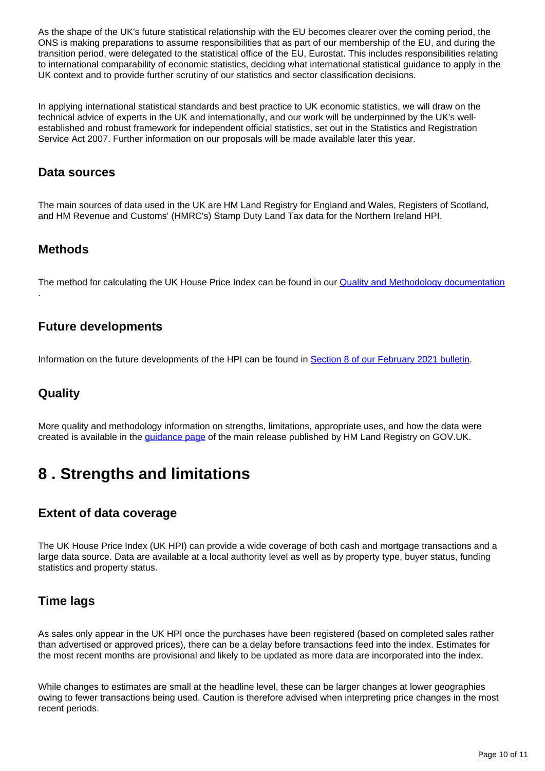As the shape of the UK's future statistical relationship with the EU becomes clearer over the coming period, the ONS is making preparations to assume responsibilities that as part of our membership of the EU, and during the transition period, were delegated to the statistical office of the EU, Eurostat. This includes responsibilities relating to international comparability of economic statistics, deciding what international statistical guidance to apply in the UK context and to provide further scrutiny of our statistics and sector classification decisions.

In applying international statistical standards and best practice to UK economic statistics, we will draw on the technical advice of experts in the UK and internationally, and our work will be underpinned by the UK's well-established and robust framework for independent official statistics, set out in the Statistics and Registration Service Act 2007. Further information on our proposals will be made available later this year.

### Data sources

The main sources of data used in the UK are HM Land Registry for England and Wales, Registers of Scotland, and HM Revenue and Customs' (HMRC's) Stamp Duty Land Tax data for the Northern Ireland HPI.

### Methods

The method for calculating the UK House Price Index can be found in our [Quality and Methodology documentation](#).

### Future developments

Information on the future developments of the HPI can be found in [Section 8 of our February 2021 bulletin](#).

### Quality

More quality and methodology information on strengths, limitations, appropriate uses, and how the data were created is available in the [guidance page](#) of the main release published by HM Land Registry on GOV.UK.

## 8 . Strengths and limitations

### Extent of data coverage

The UK House Price Index (UK HPI) can provide a wide coverage of both cash and mortgage transactions and a large data source. Data are available at a local authority level as well as by property type, buyer status, funding statistics and property status.

### Time lags

As sales only appear in the UK HPI once the purchases have been registered (based on completed sales rather than advertised or approved prices), there can be a delay before transactions feed into the index. Estimates for the most recent months are provisional and likely to be updated as more data are incorporated into the index.

While changes to estimates are small at the headline level, these can be larger changes at lower geographies owing to fewer transactions being used. Caution is therefore advised when interpreting price changes in the most recent periods.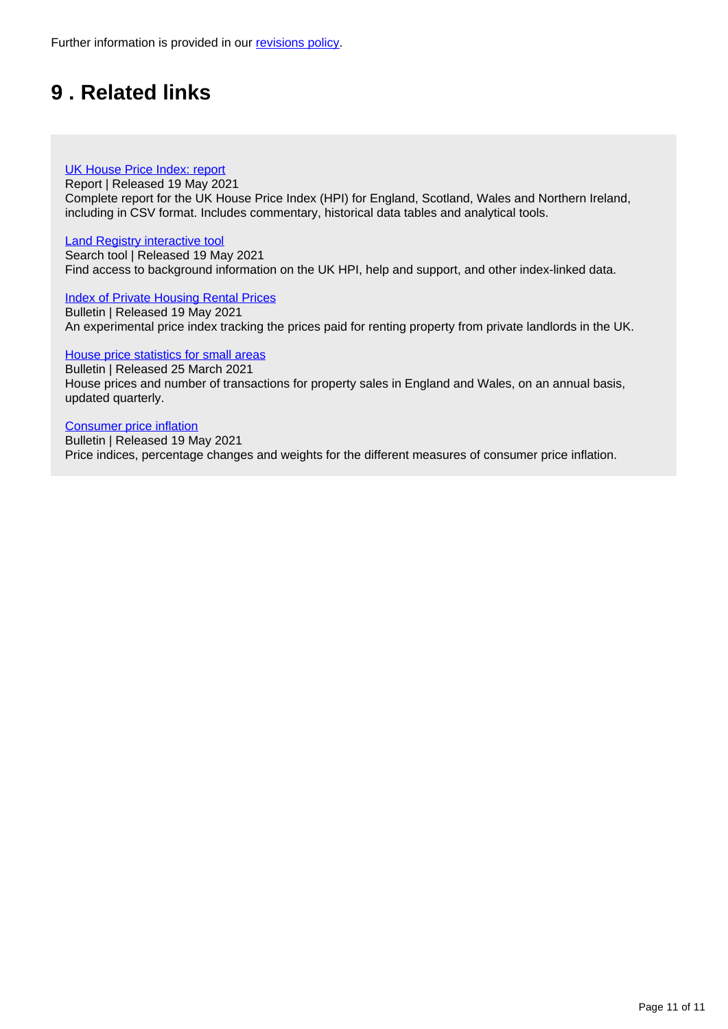Further information is provided in our [revisions policy](revisions policy).

## 9 . Related links

[UK House Price Index: report](UK House Price Index: report)
Report | Released 19 May 2021
Complete report for the UK House Price Index (HPI) for England, Scotland, Wales and Northern Ireland, including in CSV format. Includes commentary, historical data tables and analytical tools.

[Land Registry interactive tool](Land Registry interactive tool)
Search tool | Released 19 May 2021
Find access to background information on the UK HPI, help and support, and other index-linked data.

[Index of Private Housing Rental Prices](Index of Private Housing Rental Prices)
Bulletin | Released 19 May 2021
An experimental price index tracking the prices paid for renting property from private landlords in the UK.

[House price statistics for small areas](House price statistics for small areas)
Bulletin | Released 25 March 2021
House prices and number of transactions for property sales in England and Wales, on an annual basis, updated quarterly.

[Consumer price inflation](Consumer price inflation)
Bulletin | Released 19 May 2021
Price indices, percentage changes and weights for the different measures of consumer price inflation.